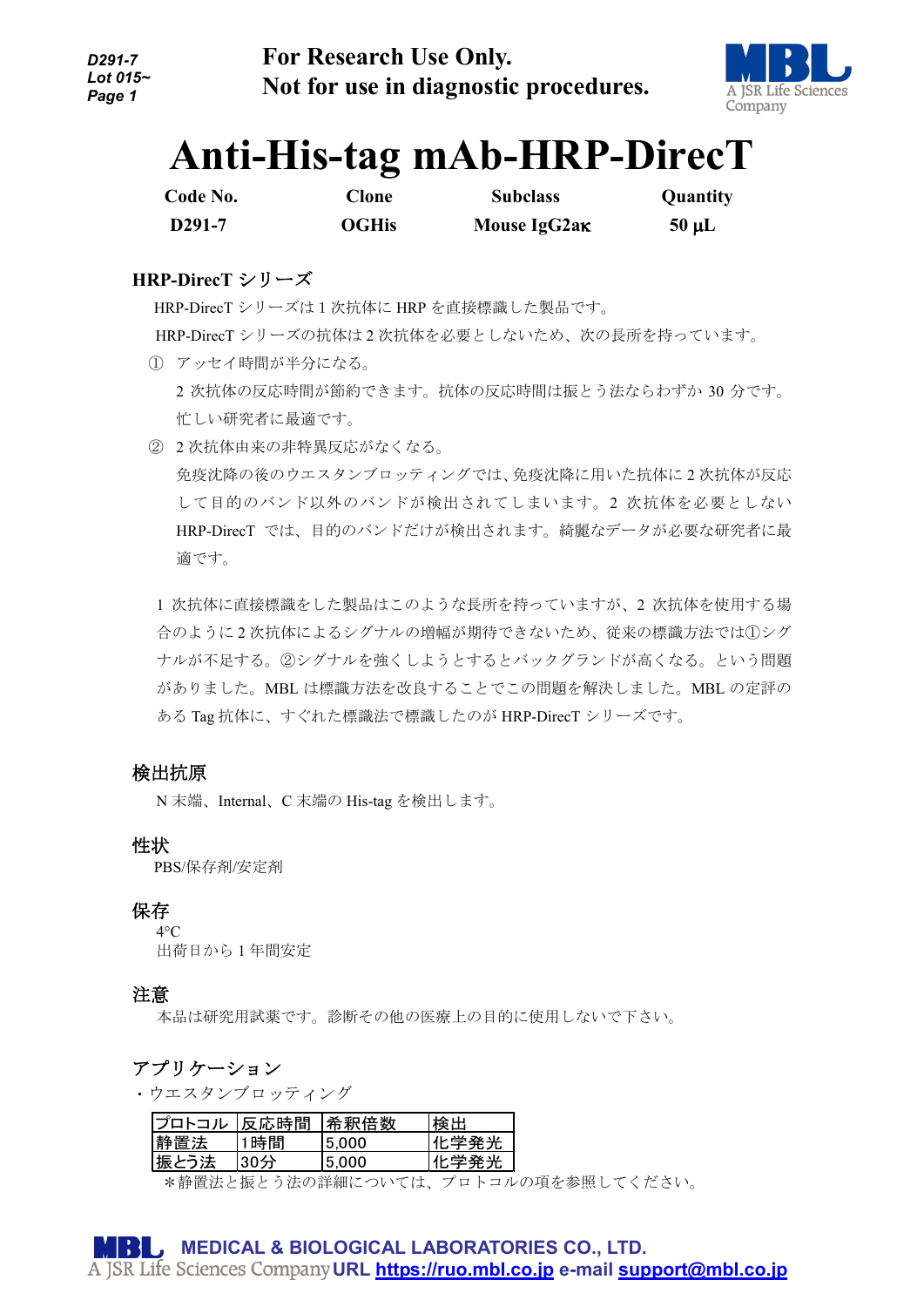For Research Use Only.
Not for use in diagnostic procedures.

# Anti-His-tag mAb-HRP-DirecT

| Code No. | Clone | Subclass | Quantity |
|---|---|---|---|
| D291-7 | OGHis | Mouse IgG2aκ | 50 µL |

## HRP-DirecT シリーズ

HRP-DirecT シリーズは 1 次抗体に HRP を直接標識した製品です。

HRP-DirecT シリーズの抗体は 2 次抗体を必要としないため、次の長所を持っています。

① アッセイ時間が半分になる。

2 次抗体の反応時間が節約できます。抗体の反応時間は振とう法ならわずか 30 分です。忙しい研究者に最適です。

② 2 次抗体由来の非特異反応がなくなる。

免疫沈降の後のウエスタンブロッティングでは、免疫沈降に用いた抗体に 2 次抗体が反応して目的のバンド以外のバンドが検出されてしまいます。2 次抗体を必要としない HRP-DirecT では、目的のバンドだけが検出されます。綺麗なデータが必要な研究者に最適です。

1 次抗体に直接標識をした製品はこのような長所を持っていますが、2 次抗体を使用する場合のように 2 次抗体によるシグナルの増幅が期待できないため、従来の標識方法では①シグナルが不足する。②シグナルを強くしようとするとバックグランドが高くなる。という問題がありました。MBL は標識方法を改良することでこの問題を解決しました。MBL の定評のある Tag 抗体に、すぐれた標識法で標識したのが HRP-DirecT シリーズです。

## 検出抗原

N 末端、Internal、C 末端の His-tag を検出します。

## 性状

PBS/保存剤/安定剤

## 保存

4°C

出荷日から 1 年間安定

## 注意

本品は研究用試薬です。診断その他の医療上の目的に使用しないで下さい。

## アプリケーション

・ウエスタンブロッティング

| プロトコル | 反応時間 | 希釈倍数 | 検出 |
|---|---|---|---|
| 静置法 | 1時間 | 5,000 | 化学発光 |
| 振とう法 | 30分 | 5,000 | 化学発光 |

＊静置法と振とう法の詳細については、プロトコルの項を参照してください。

MEDICAL & BIOLOGICAL LABORATORIES CO., LTD.
A JSR Life Sciences Company URL https://ruo.mbl.co.jp e-mail support@mbl.co.jp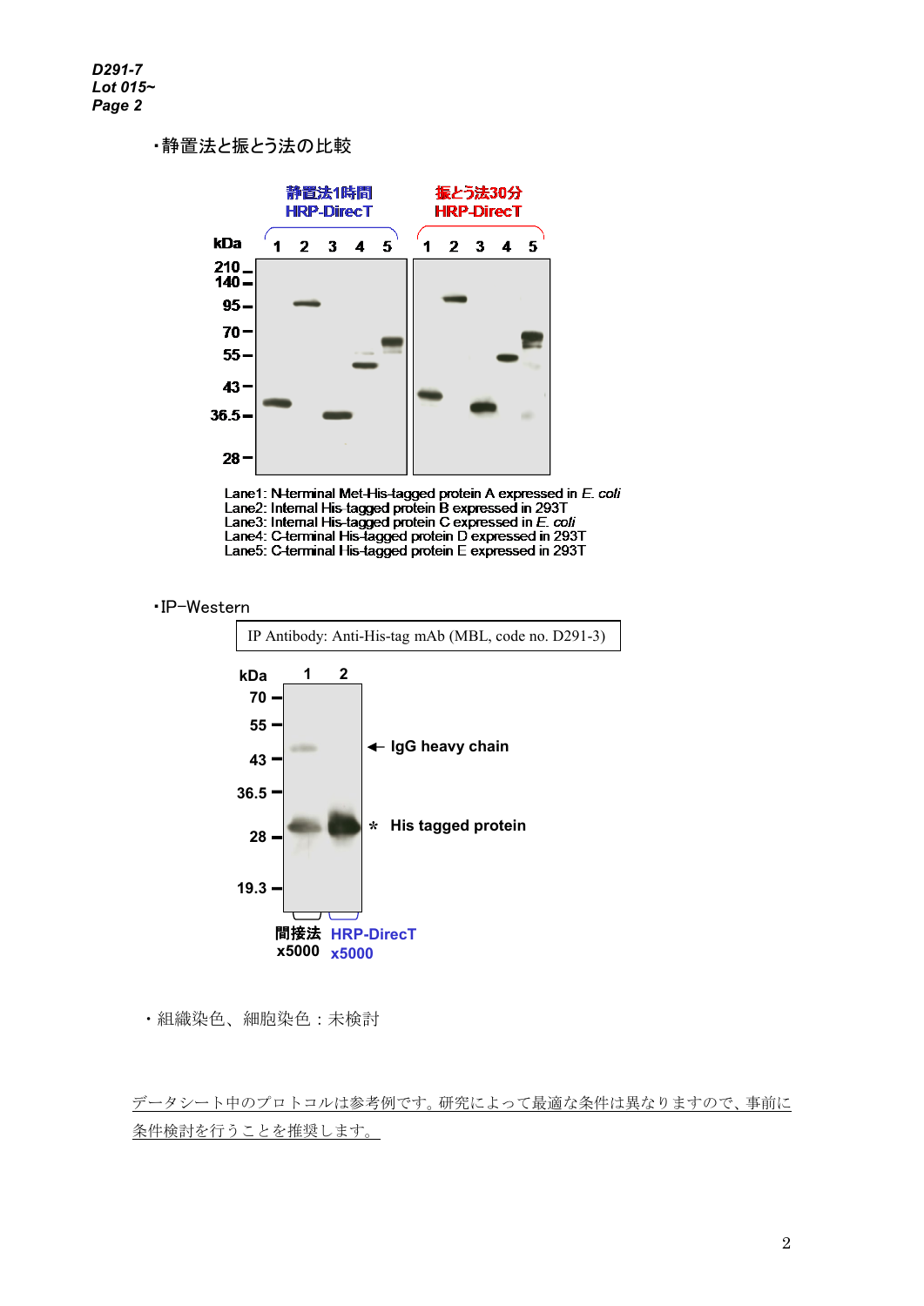・静置法と振とう法の比較

静置法1時間 HRP-DirecT　　振とう法30分 HRP-DirecT

Lane1: N-terminal Met-His-tagged protein A expressed in *E. coli*
Lane2: Internal His-tagged protein B expressed in 293T
Lane3: Internal His-tagged protein C expressed in *E. coli*
Lane4: C-terminal His-tagged protein D expressed in 293T
Lane5: C-terminal His-tagged protein E expressed in 293T

・IP−Western

IP Antibody: Anti-His-tag mAb (MBL, code no. D291-3)

← IgG heavy chain

* His tagged protein

1: 間接法 x5000
2: HRP-DirecT x5000

・組織染色、細胞染色：未検討

データシート中のプロトコルは参考例です。研究によって最適な条件は異なりますので、事前に条件検討を行うことを推奨します。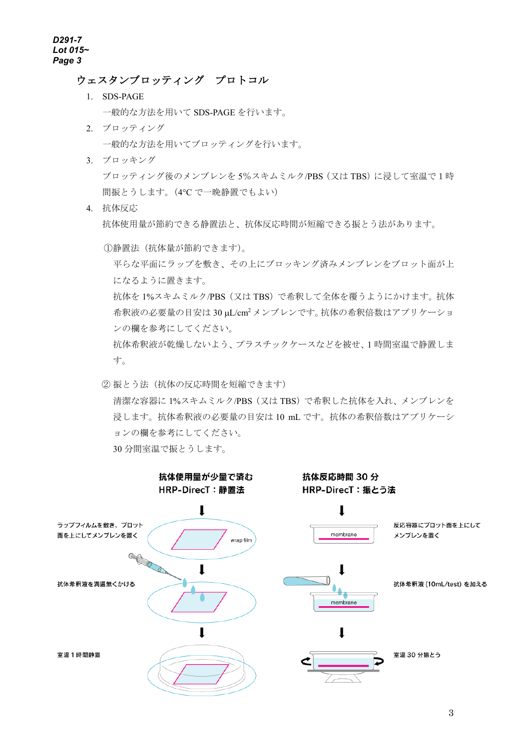## ウェスタンブロッティング　プロトコル

1. SDS-PAGE

   一般的な方法を用いて SDS-PAGE を行います。

2. ブロッティング

   一般的な方法を用いてブロッティングを行います。

3. ブロッキング

   ブロッティング後のメンブレンを 5%スキムミルク/PBS（又は TBS）に浸して室温で 1 時間振とうします。（4°C で一晩静置でもよい）

4. 抗体反応

   抗体使用量が節約できる静置法と、抗体反応時間が短縮できる振とう法があります。

   ①静置法（抗体量が節約できます）。

   平らな平面にラップを敷き、その上にブロッキング済みメンブレンをブロット面が上になるように置きます。
   抗体を 1%スキムミルク/PBS（又は TBS）で希釈して全体を覆うようにかけます。抗体希釈液の必要量の目安は 30 μL/cm$^2$ メンブレンです。抗体の希釈倍数はアプリケーションの欄を参考にしてください。
   抗体希釈液が乾燥しないよう、プラスチックケースなどを被せ、1 時間室温で静置します。

   ② 振とう法（抗体の反応時間を短縮できます）

   清潔な容器に 1%スキムミルク/PBS（又は TBS）で希釈した抗体を入れ、メンブレンを浸します。抗体希釈液の必要量の目安は 10 mL です。抗体の希釈倍数はアプリケーションの欄を参考にしてください。
   30 分間室温で振とうします。

**抗体使用量が少量で済む**
**HRP-DirecT：静置法**

ラップフィルムを敷き、ブロット面を上にしてメンブレンを置く

wrap film

↓

抗体希釈液を満遍無くかける

↓

室温 1 時間静置

**抗体反応時間 30 分**
**HRP-DirecT：振とう法**

反応容器にブロット面を上にしてメンブレンを置く

membrane

↓

抗体希釈液 (10mL/test) を加える

membrane

↓

室温 30 分振とう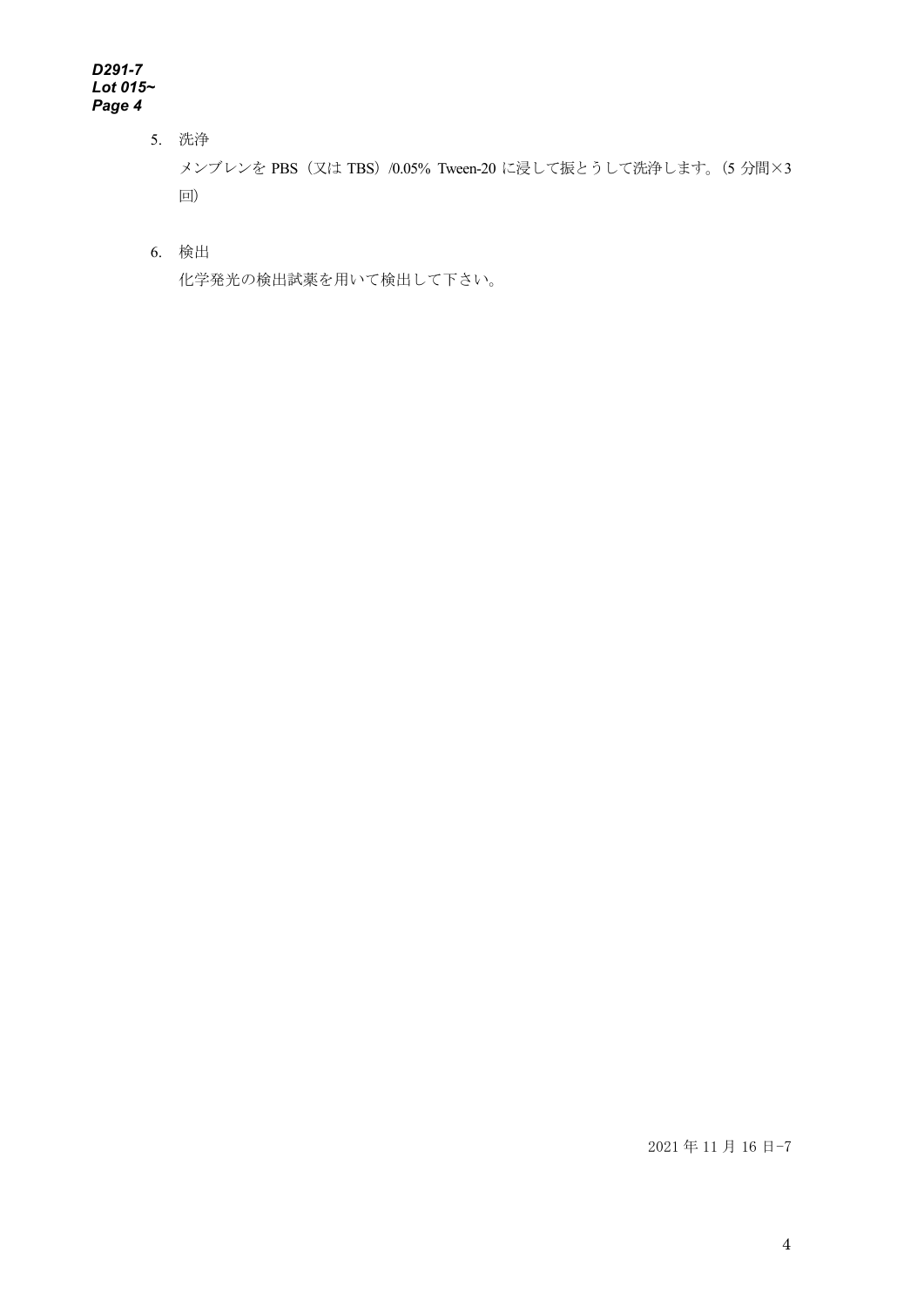5. 洗浄

   メンブレンを PBS（又は TBS）/0.05% Tween-20 に浸して振とうして洗浄します。(5 分間×3 回)

6. 検出

   化学発光の検出試薬を用いて検出して下さい。

2021 年 11 月 16 日-7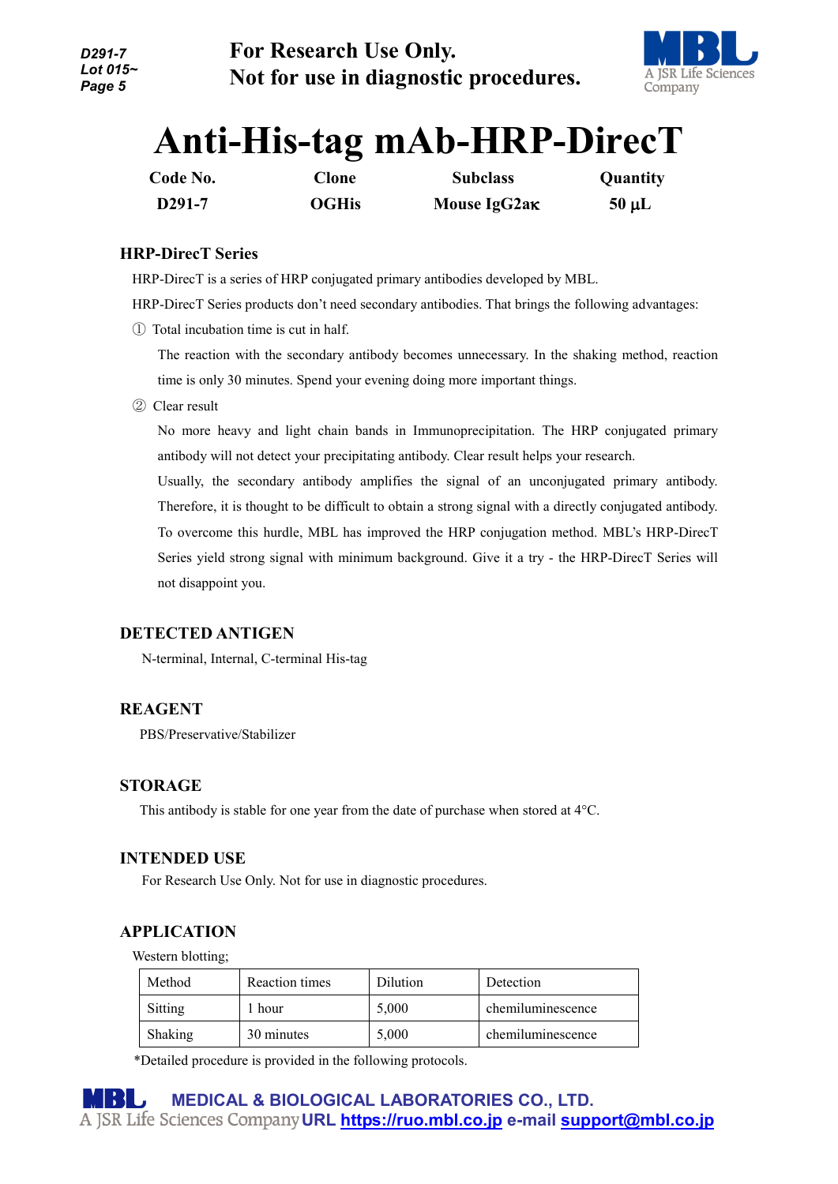**For Research Use Only.**
**Not for use in diagnostic procedures.**

# Anti-His-tag mAb-HRP-DirecT

| Code No. | Clone | Subclass | Quantity |
|---|---|---|---|
| D291-7 | OGHis | Mouse IgG2aκ | 50 μL |

## HRP-DirecT Series

HRP-DirecT is a series of HRP conjugated primary antibodies developed by MBL.

HRP-DirecT Series products don't need secondary antibodies. That brings the following advantages:

① Total incubation time is cut in half.

The reaction with the secondary antibody becomes unnecessary. In the shaking method, reaction time is only 30 minutes. Spend your evening doing more important things.

② Clear result

No more heavy and light chain bands in Immunoprecipitation. The HRP conjugated primary antibody will not detect your precipitating antibody. Clear result helps your research.

Usually, the secondary antibody amplifies the signal of an unconjugated primary antibody. Therefore, it is thought to be difficult to obtain a strong signal with a directly conjugated antibody. To overcome this hurdle, MBL has improved the HRP conjugation method. MBL's HRP-DirecT Series yield strong signal with minimum background. Give it a try - the HRP-DirecT Series will not disappoint you.

## DETECTED ANTIGEN

N-terminal, Internal, C-terminal His-tag

## REAGENT

PBS/Preservative/Stabilizer

## STORAGE

This antibody is stable for one year from the date of purchase when stored at 4°C.

## INTENDED USE

For Research Use Only. Not for use in diagnostic procedures.

## APPLICATION

Western blotting;

| Method | Reaction times | Dilution | Detection |
|---|---|---|---|
| Sitting | 1 hour | 5,000 | chemiluminescence |
| Shaking | 30 minutes | 5,000 | chemiluminescence |

*Detailed procedure is provided in the following protocols.

**MEDICAL & BIOLOGICAL LABORATORIES CO., LTD.**
URL https://ruo.mbl.co.jp e-mail support@mbl.co.jp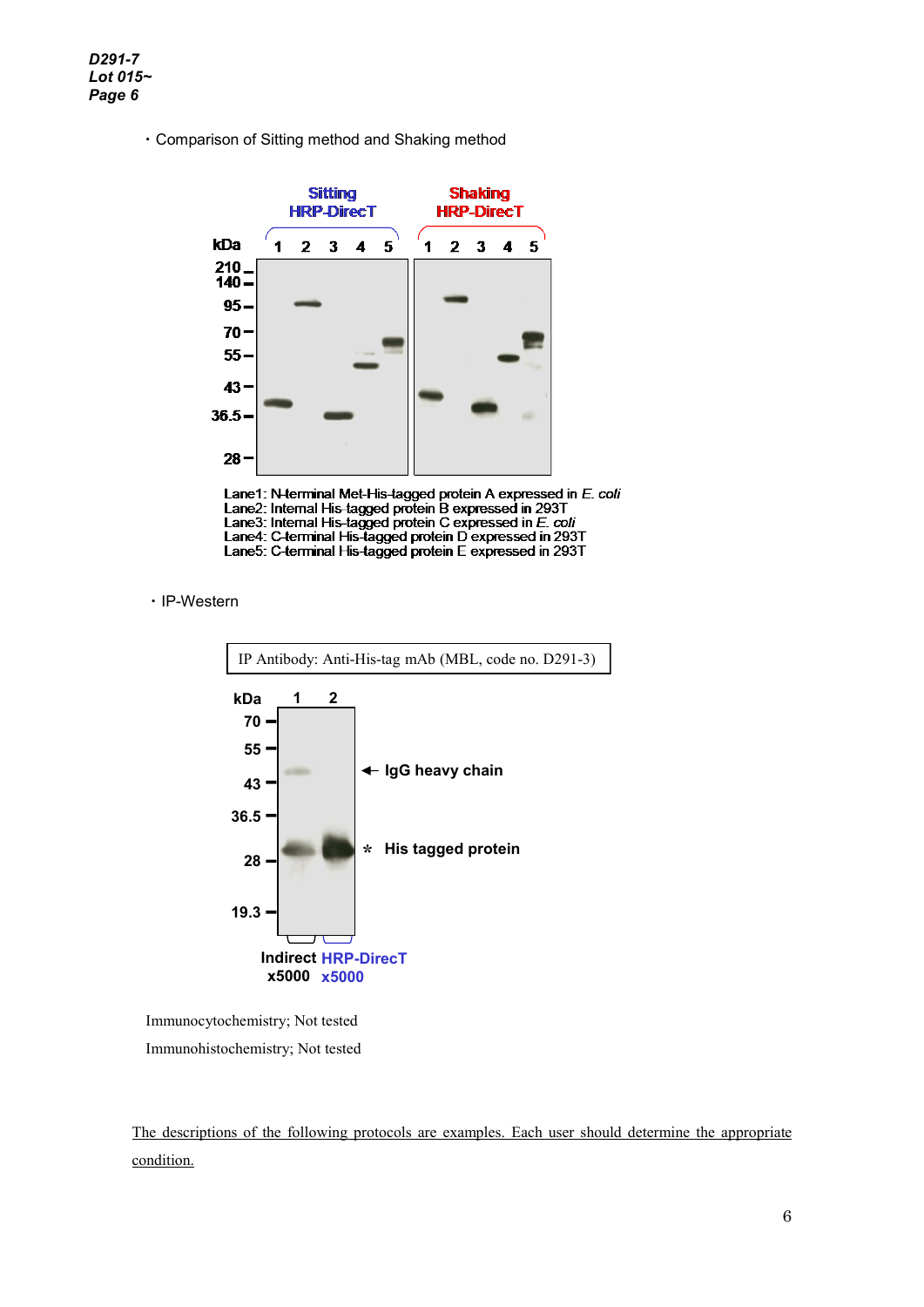・Comparison of Sitting method and Shaking method

Lane1: N-terminal Met-His-tagged protein A expressed in *E. coli*
Lane2: Internal His-tagged protein B expressed in 293T
Lane3: Internal His-tagged protein C expressed in *E. coli*
Lane4: C-terminal His-tagged protein D expressed in 293T
Lane5: C-terminal His-tagged protein E expressed in 293T

・IP-Western

IP Antibody: Anti-His-tag mAb (MBL, code no. D291-3)

Immunocytochemistry; Not tested

Immunohistochemistry; Not tested

The descriptions of the following protocols are examples. Each user should determine the appropriate condition.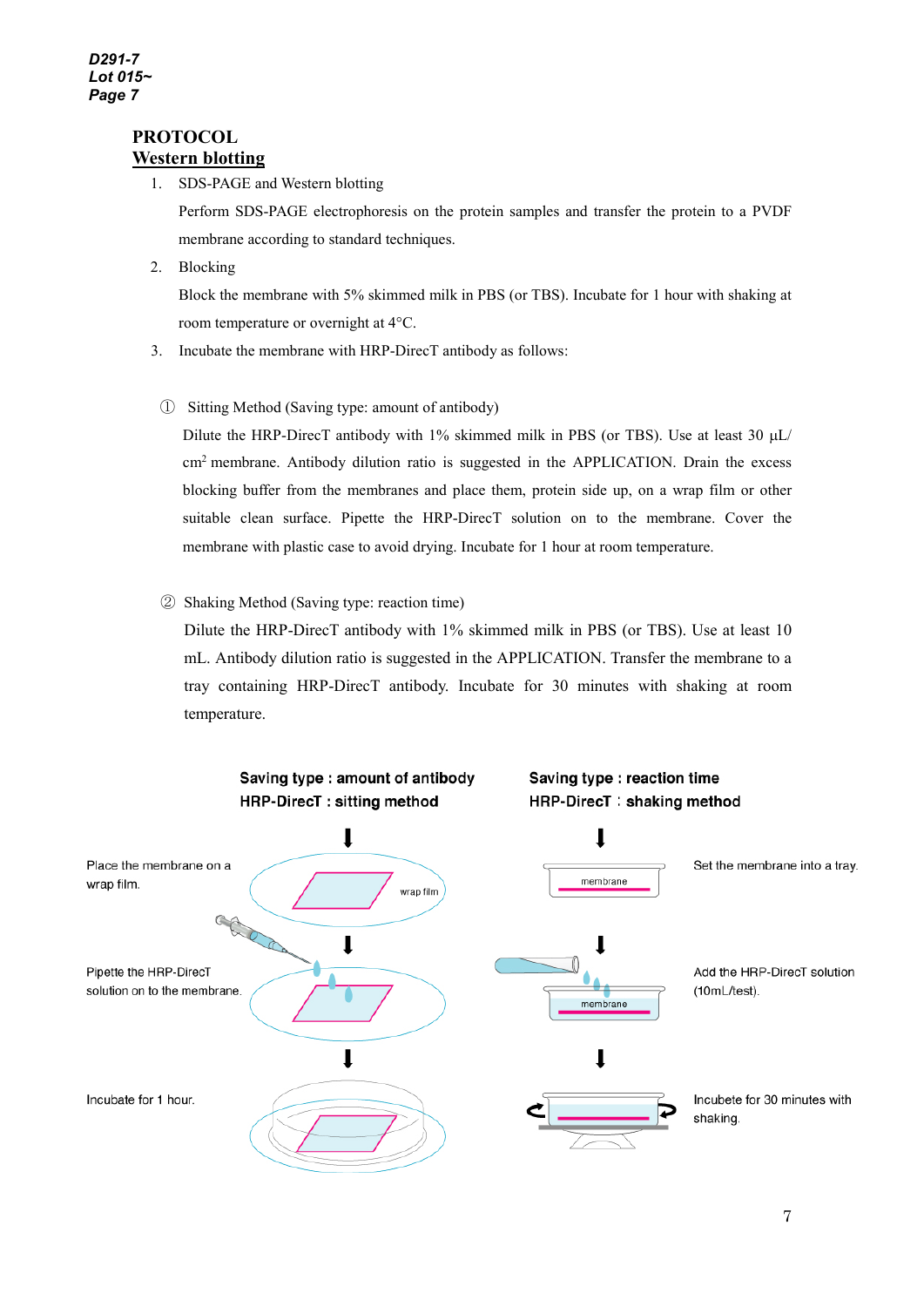## PROTOCOL

### Western blotting

1. SDS-PAGE and Western blotting

   Perform SDS-PAGE electrophoresis on the protein samples and transfer the protein to a PVDF membrane according to standard techniques.

2. Blocking

   Block the membrane with 5% skimmed milk in PBS (or TBS). Incubate for 1 hour with shaking at room temperature or overnight at 4°C.

3. Incubate the membrane with HRP-DirecT antibody as follows:

① Sitting Method (Saving type: amount of antibody)

Dilute the HRP-DirecT antibody with 1% skimmed milk in PBS (or TBS). Use at least 30 μL/cm$^2$ membrane. Antibody dilution ratio is suggested in the APPLICATION. Drain the excess blocking buffer from the membranes and place them, protein side up, on a wrap film or other suitable clean surface. Pipette the HRP-DirecT solution on to the membrane. Cover the membrane with plastic case to avoid drying. Incubate for 1 hour at room temperature.

② Shaking Method (Saving type: reaction time)

Dilute the HRP-DirecT antibody with 1% skimmed milk in PBS (or TBS). Use at least 10 mL. Antibody dilution ratio is suggested in the APPLICATION. Transfer the membrane to a tray containing HRP-DirecT antibody. Incubate for 30 minutes with shaking at room temperature.

**Saving type : amount of antibody**
**HRP-DirecT : sitting method**

Place the membrane on a wrap film.

wrap film

Pipette the HRP-DirecT solution on to the membrane.

Incubate for 1 hour.

**Saving type : reaction time**
**HRP-DirecT : shaking method**

Set the membrane into a tray.

membrane

Add the HRP-DirecT solution (10mL/test).

membrane

Incubete for 30 minutes with shaking.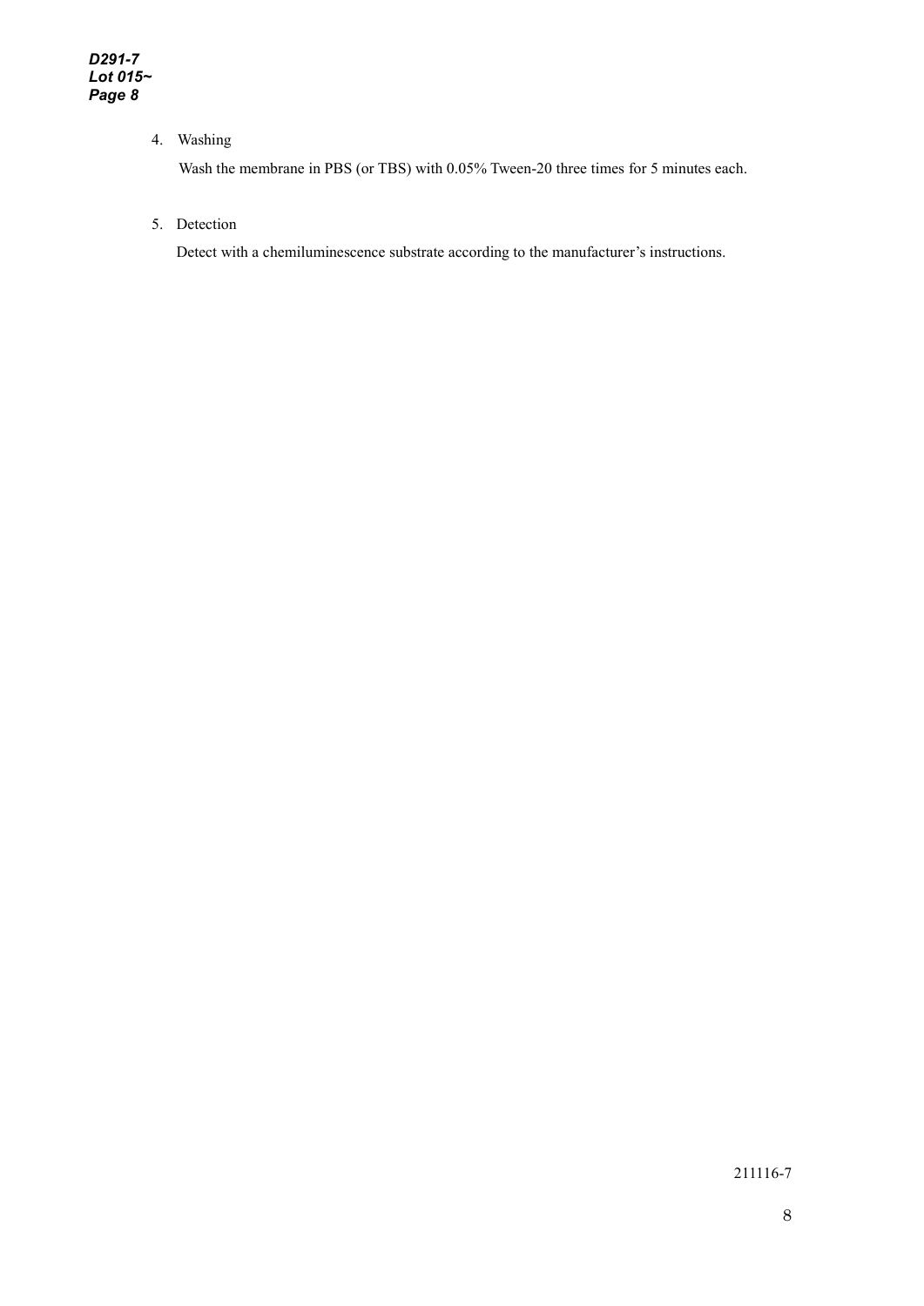4. Washing

   Wash the membrane in PBS (or TBS) with 0.05% Tween-20 three times for 5 minutes each.

5. Detection

   Detect with a chemiluminescence substrate according to the manufacturer's instructions.